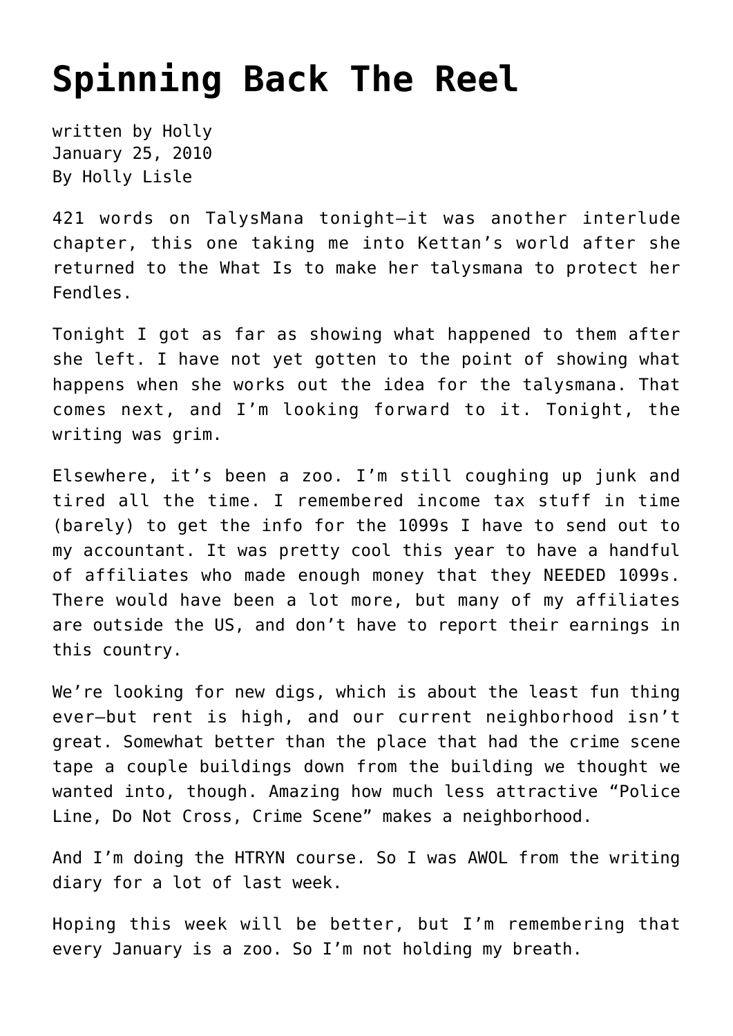# Spinning Back The Reel

written by Holly
January 25, 2010
By Holly Lisle

421 words on TalysMana tonight—it was another interlude chapter, this one taking me into Kettan's world after she returned to the What Is to make her talysmana to protect her Fendles.

Tonight I got as far as showing what happened to them after she left. I have not yet gotten to the point of showing what happens when she works out the idea for the talysmana. That comes next, and I'm looking forward to it. Tonight, the writing was grim.

Elsewhere, it's been a zoo. I'm still coughing up junk and tired all the time. I remembered income tax stuff in time (barely) to get the info for the 1099s I have to send out to my accountant. It was pretty cool this year to have a handful of affiliates who made enough money that they NEEDED 1099s. There would have been a lot more, but many of my affiliates are outside the US, and don't have to report their earnings in this country.

We're looking for new digs, which is about the least fun thing ever—but rent is high, and our current neighborhood isn't great. Somewhat better than the place that had the crime scene tape a couple buildings down from the building we thought we wanted into, though. Amazing how much less attractive "Police Line, Do Not Cross, Crime Scene" makes a neighborhood.

And I'm doing the HTRYN course. So I was AWOL from the writing diary for a lot of last week.

Hoping this week will be better, but I'm remembering that every January is a zoo. So I'm not holding my breath.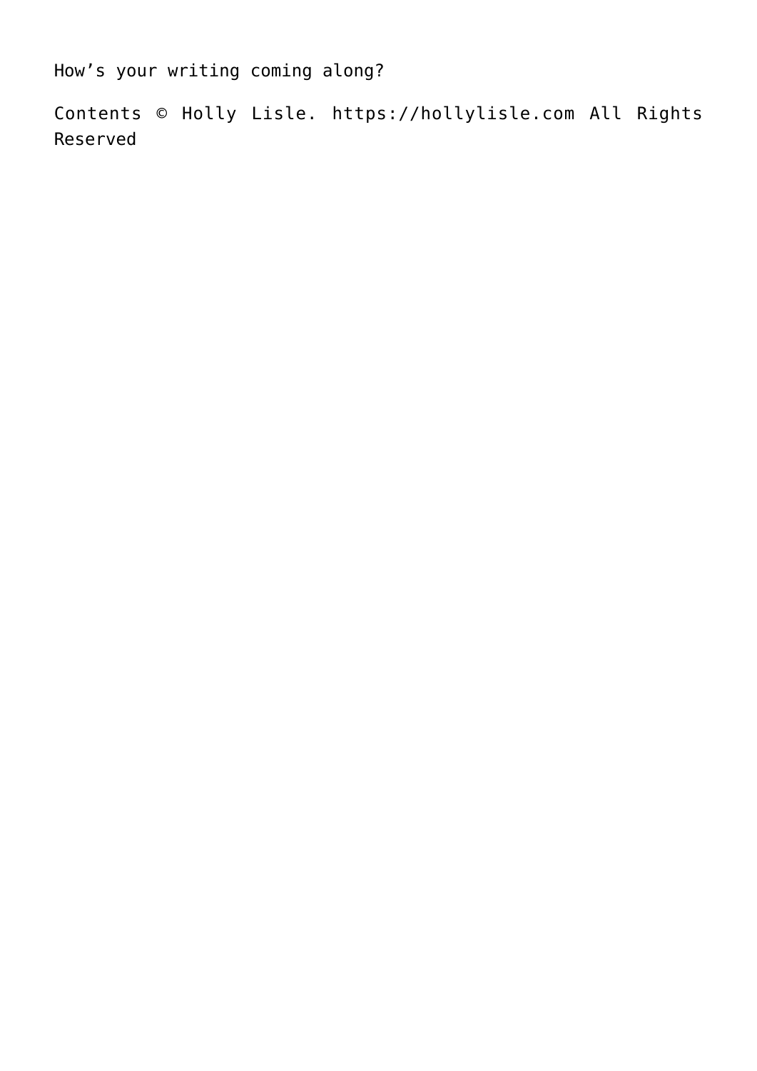How’s your writing coming along?

Contents © Holly Lisle. https://hollylisle.com All Rights Reserved